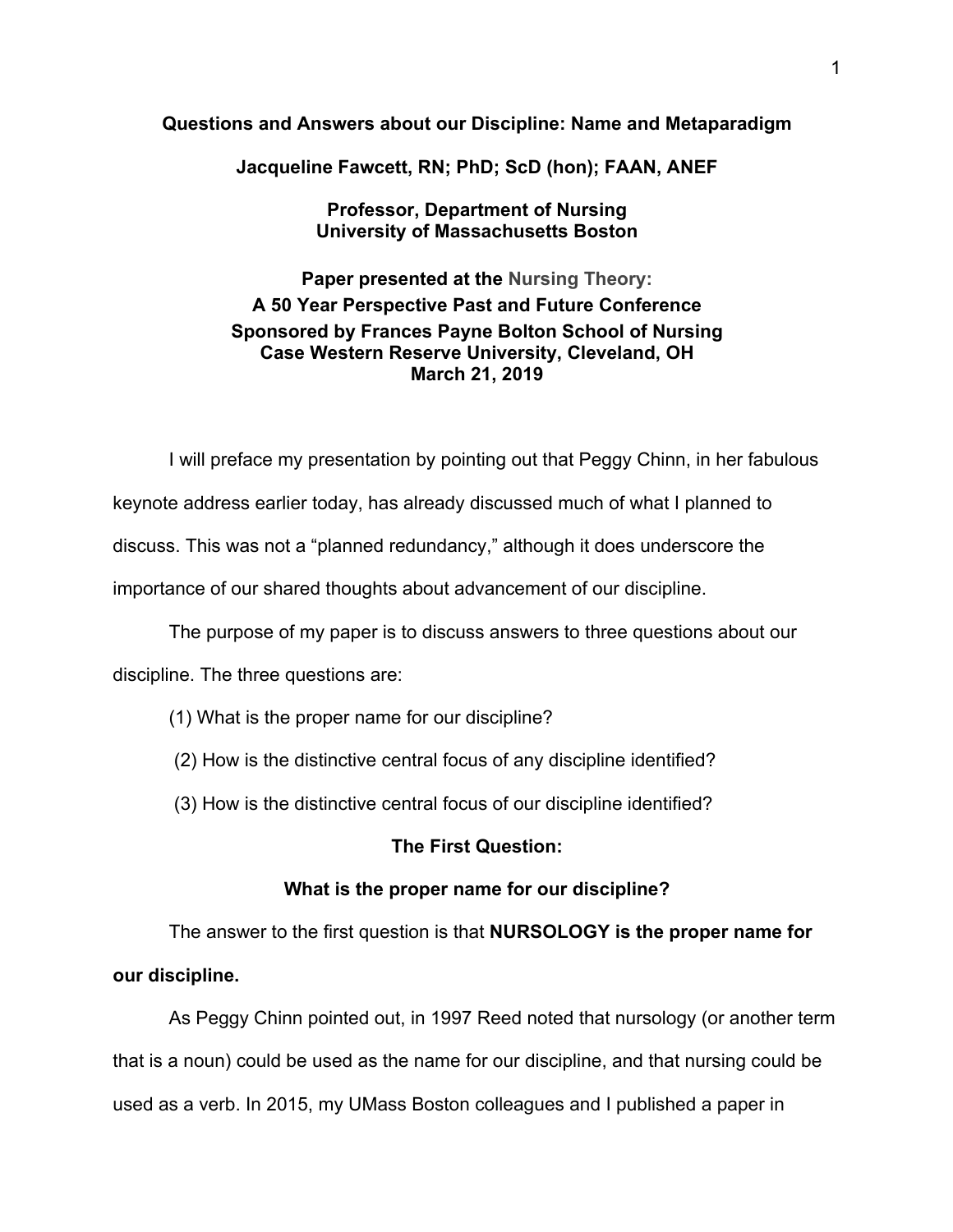# Questions and Answers about our Discipline: Name and Metaparadigm

**Jacqueline Fawcett, RN; PhD; ScD (hon); FAAN, ANEF**

**Professor, Department of Nursing**
**University of Massachusetts Boston**

**Paper presented at the Nursing Theory:**
**A 50 Year Perspective Past and Future Conference**
**Sponsored by Frances Payne Bolton School of Nursing**
**Case Western Reserve University, Cleveland, OH**
**March 21, 2019**

I will preface my presentation by pointing out that Peggy Chinn, in her fabulous keynote address earlier today, has already discussed much of what I planned to discuss. This was not a "planned redundancy," although it does underscore the importance of our shared thoughts about advancement of our discipline.

The purpose of my paper is to discuss answers to three questions about our discipline. The three questions are:

(1) What is the proper name for our discipline?

(2) How is the distinctive central focus of any discipline identified?

(3) How is the distinctive central focus of our discipline identified?

## The First Question:

## What is the proper name for our discipline?

The answer to the first question is that **NURSOLOGY is the proper name for our discipline.**

As Peggy Chinn pointed out, in 1997 Reed noted that nursology (or another term that is a noun) could be used as the name for our discipline, and that nursing could be used as a verb. In 2015, my UMass Boston colleagues and I published a paper in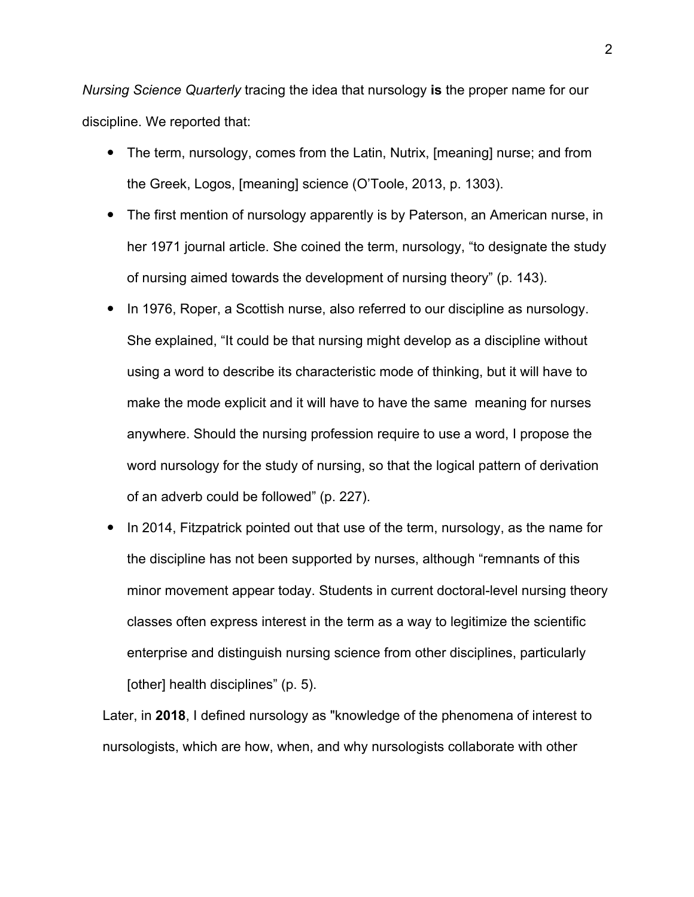*Nursing Science Quarterly* tracing the idea that nursology **is** the proper name for our discipline. We reported that:

- The term, nursology, comes from the Latin, Nutrix, [meaning] nurse; and from the Greek, Logos, [meaning] science (O'Toole, 2013, p. 1303).
- The first mention of nursology apparently is by Paterson, an American nurse, in her 1971 journal article. She coined the term, nursology, "to designate the study of nursing aimed towards the development of nursing theory" (p. 143).
- In 1976, Roper, a Scottish nurse, also referred to our discipline as nursology. She explained, "It could be that nursing might develop as a discipline without using a word to describe its characteristic mode of thinking, but it will have to make the mode explicit and it will have to have the same meaning for nurses anywhere. Should the nursing profession require to use a word, I propose the word nursology for the study of nursing, so that the logical pattern of derivation of an adverb could be followed" (p. 227).
- In 2014, Fitzpatrick pointed out that use of the term, nursology, as the name for the discipline has not been supported by nurses, although "remnants of this minor movement appear today. Students in current doctoral-level nursing theory classes often express interest in the term as a way to legitimize the scientific enterprise and distinguish nursing science from other disciplines, particularly [other] health disciplines" (p. 5).

Later, in **2018**, I defined nursology as "knowledge of the phenomena of interest to nursologists, which are how, when, and why nursologists collaborate with other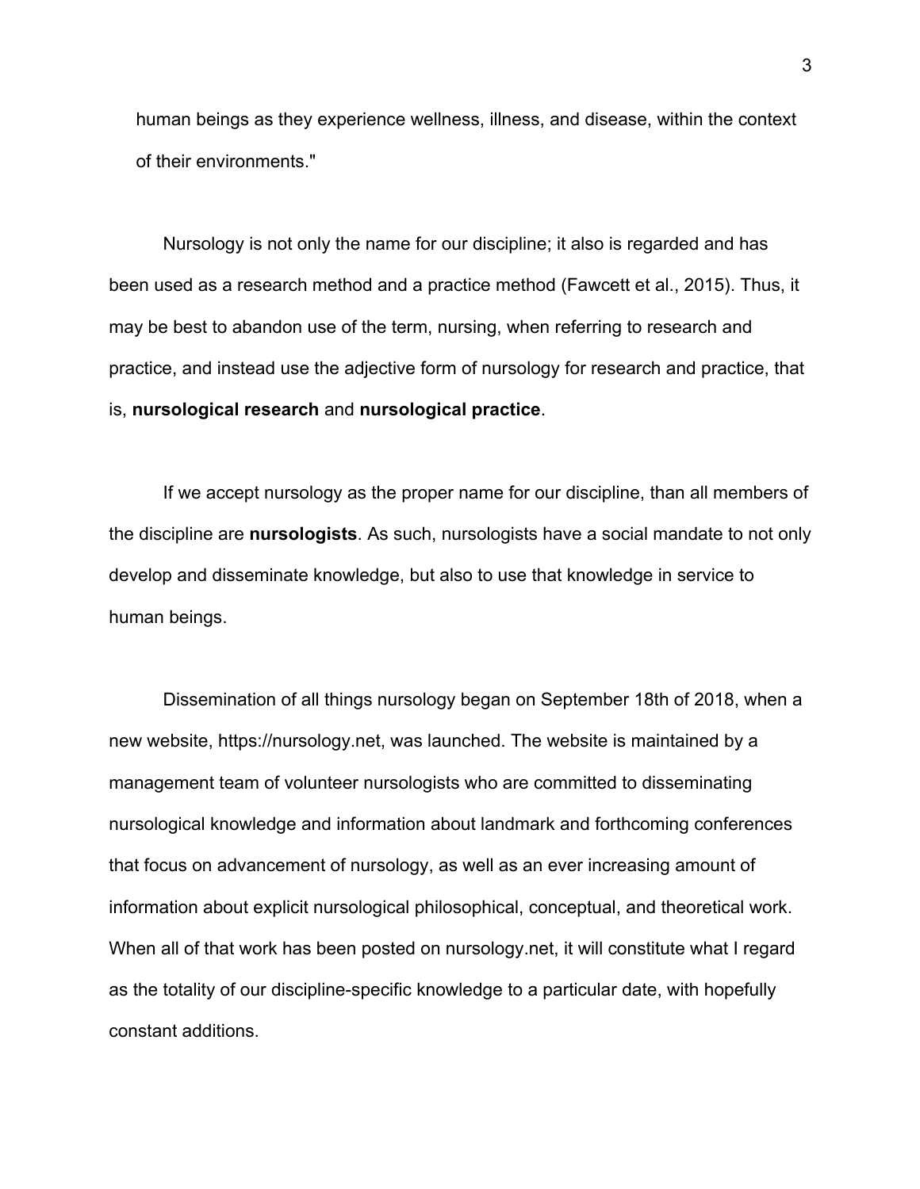human beings as they experience wellness, illness, and disease, within the context of their environments."

Nursology is not only the name for our discipline; it also is regarded and has been used as a research method and a practice method (Fawcett et al., 2015). Thus, it may be best to abandon use of the term, nursing, when referring to research and practice, and instead use the adjective form of nursology for research and practice, that is, **nursological research** and **nursological practice**.

If we accept nursology as the proper name for our discipline, than all members of the discipline are **nursologists**. As such, nursologists have a social mandate to not only develop and disseminate knowledge, but also to use that knowledge in service to human beings.

Dissemination of all things nursology began on September 18th of 2018, when a new website, https://nursology.net, was launched. The website is maintained by a management team of volunteer nursologists who are committed to disseminating nursological knowledge and information about landmark and forthcoming conferences that focus on advancement of nursology, as well as an ever increasing amount of information about explicit nursological philosophical, conceptual, and theoretical work. When all of that work has been posted on nursology.net, it will constitute what I regard as the totality of our discipline-specific knowledge to a particular date, with hopefully constant additions.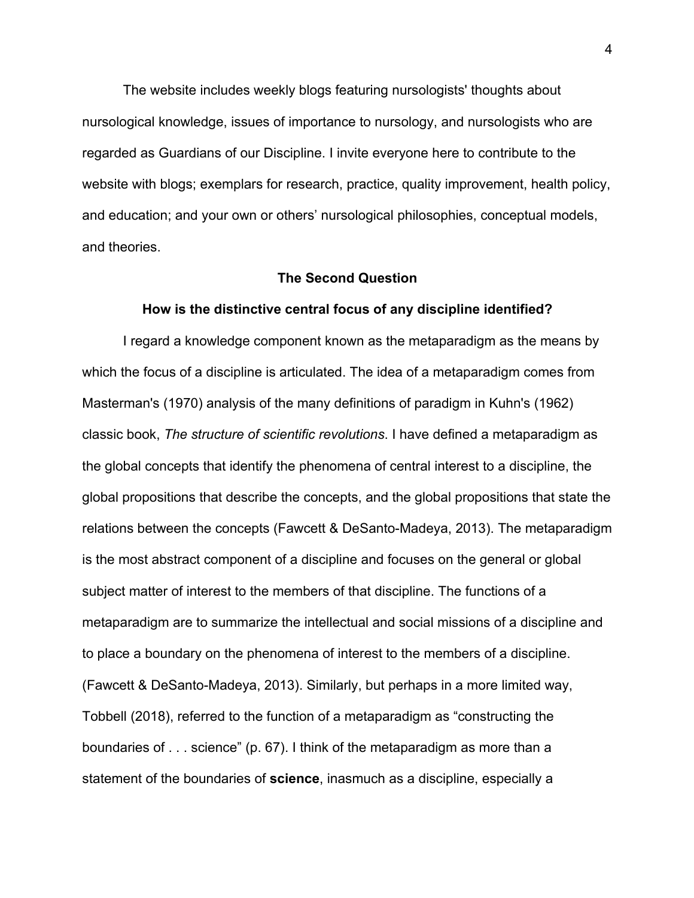The website includes weekly blogs featuring nursologists' thoughts about nursological knowledge, issues of importance to nursology, and nursologists who are regarded as Guardians of our Discipline. I invite everyone here to contribute to the website with blogs; exemplars for research, practice, quality improvement, health policy, and education; and your own or others' nursological philosophies, conceptual models, and theories.

## The Second Question

### How is the distinctive central focus of any discipline identified?

I regard a knowledge component known as the metaparadigm as the means by which the focus of a discipline is articulated. The idea of a metaparadigm comes from Masterman's (1970) analysis of the many definitions of paradigm in Kuhn's (1962) classic book, *The structure of scientific revolutions*. I have defined a metaparadigm as the global concepts that identify the phenomena of central interest to a discipline, the global propositions that describe the concepts, and the global propositions that state the relations between the concepts (Fawcett & DeSanto-Madeya, 2013). The metaparadigm is the most abstract component of a discipline and focuses on the general or global subject matter of interest to the members of that discipline. The functions of a metaparadigm are to summarize the intellectual and social missions of a discipline and to place a boundary on the phenomena of interest to the members of a discipline. (Fawcett & DeSanto-Madeya, 2013). Similarly, but perhaps in a more limited way, Tobbell (2018), referred to the function of a metaparadigm as "constructing the boundaries of . . . science" (p. 67). I think of the metaparadigm as more than a statement of the boundaries of **science**, inasmuch as a discipline, especially a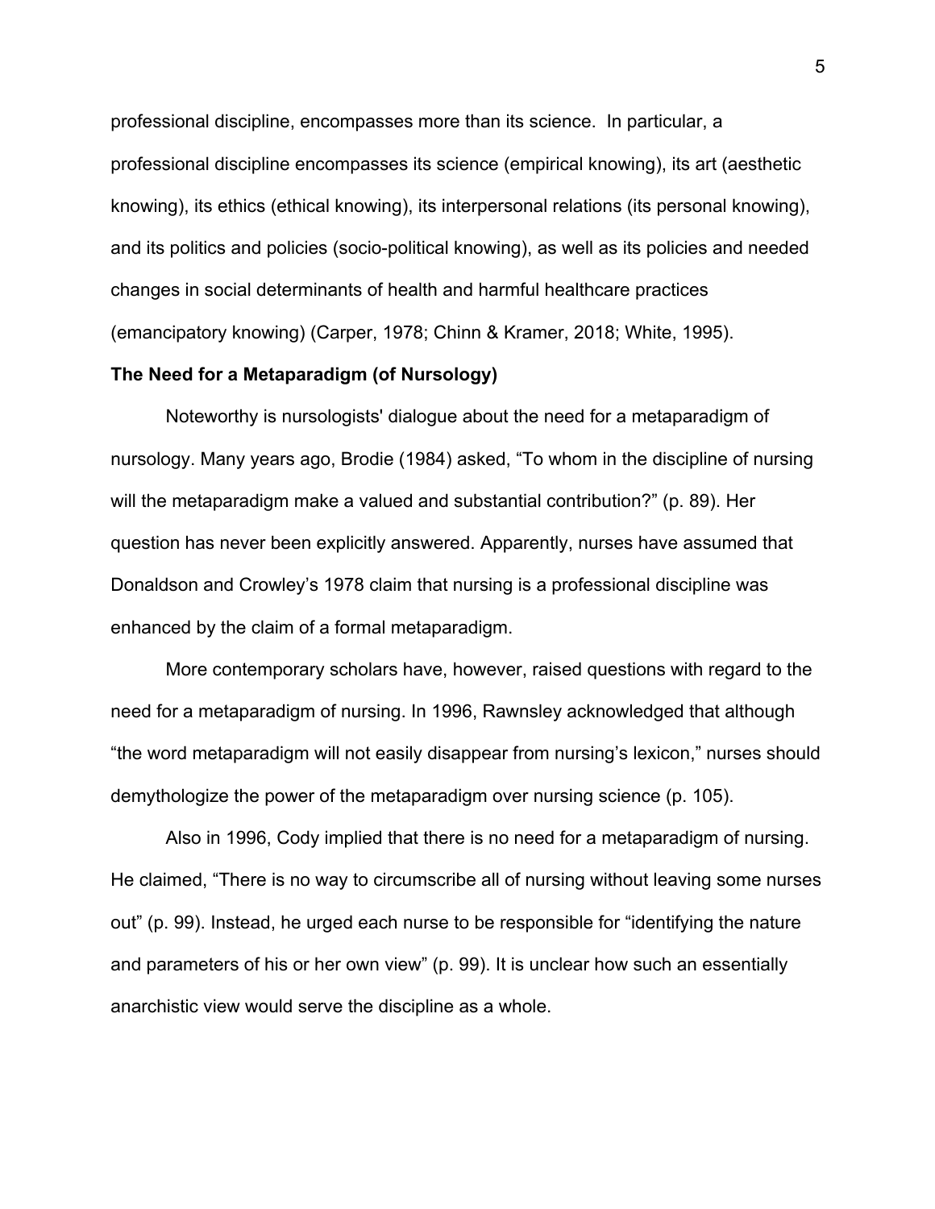professional discipline, encompasses more than its science. In particular, a professional discipline encompasses its science (empirical knowing), its art (aesthetic knowing), its ethics (ethical knowing), its interpersonal relations (its personal knowing), and its politics and policies (socio-political knowing), as well as its policies and needed changes in social determinants of health and harmful healthcare practices (emancipatory knowing) (Carper, 1978; Chinn & Kramer, 2018; White, 1995).

### The Need for a Metaparadigm (of Nursology)

Noteworthy is nursologists' dialogue about the need for a metaparadigm of nursology. Many years ago, Brodie (1984) asked, “To whom in the discipline of nursing will the metaparadigm make a valued and substantial contribution?” (p. 89). Her question has never been explicitly answered. Apparently, nurses have assumed that Donaldson and Crowley’s 1978 claim that nursing is a professional discipline was enhanced by the claim of a formal metaparadigm.

More contemporary scholars have, however, raised questions with regard to the need for a metaparadigm of nursing. In 1996, Rawnsley acknowledged that although “the word metaparadigm will not easily disappear from nursing’s lexicon,” nurses should demythologize the power of the metaparadigm over nursing science (p. 105).

Also in 1996, Cody implied that there is no need for a metaparadigm of nursing. He claimed, “There is no way to circumscribe all of nursing without leaving some nurses out” (p. 99). Instead, he urged each nurse to be responsible for “identifying the nature and parameters of his or her own view” (p. 99). It is unclear how such an essentially anarchistic view would serve the discipline as a whole.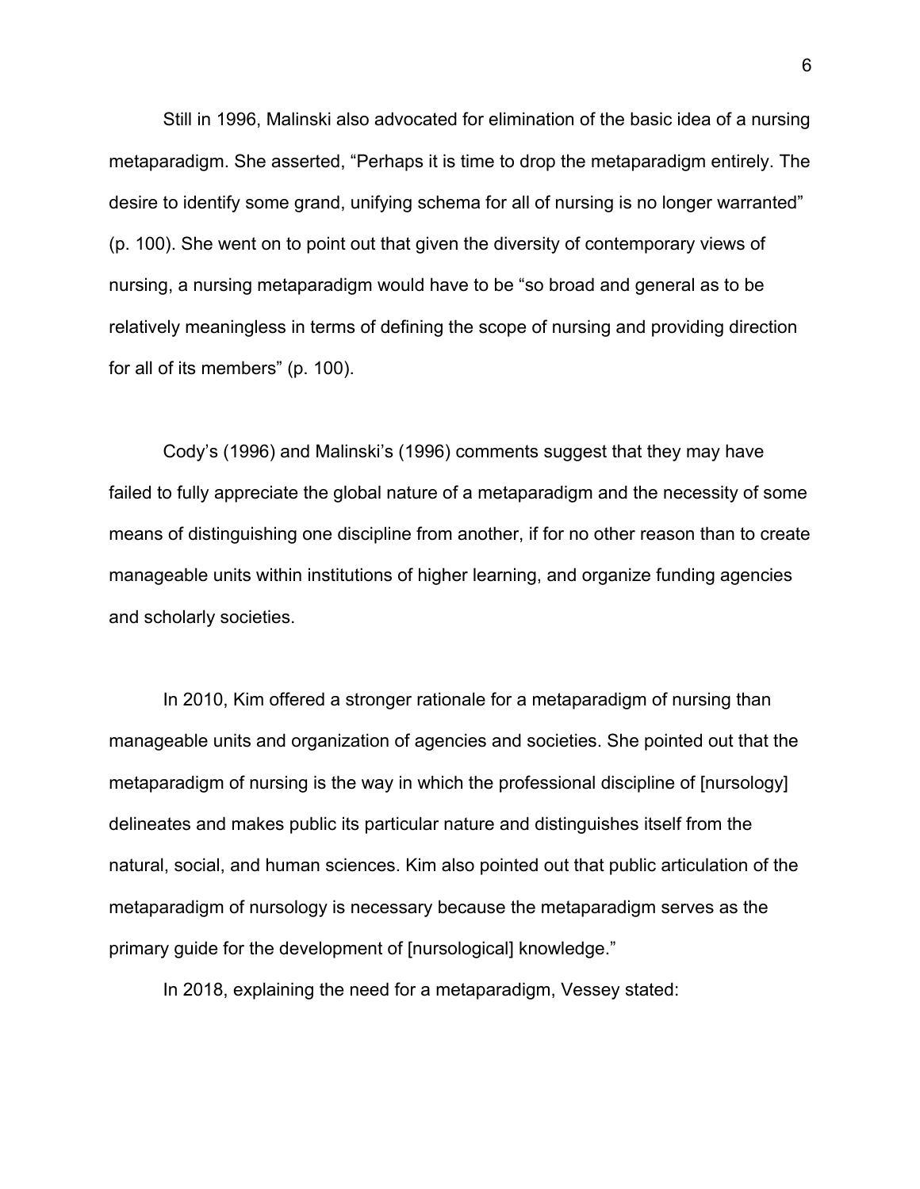Still in 1996, Malinski also advocated for elimination of the basic idea of a nursing metaparadigm. She asserted, “Perhaps it is time to drop the metaparadigm entirely. The desire to identify some grand, unifying schema for all of nursing is no longer warranted” (p. 100). She went on to point out that given the diversity of contemporary views of nursing, a nursing metaparadigm would have to be “so broad and general as to be relatively meaningless in terms of defining the scope of nursing and providing direction for all of its members” (p. 100).

Cody’s (1996) and Malinski’s (1996) comments suggest that they may have failed to fully appreciate the global nature of a metaparadigm and the necessity of some means of distinguishing one discipline from another, if for no other reason than to create manageable units within institutions of higher learning, and organize funding agencies and scholarly societies.

In 2010, Kim offered a stronger rationale for a metaparadigm of nursing than manageable units and organization of agencies and societies. She pointed out that the metaparadigm of nursing is the way in which the professional discipline of [nursology] delineates and makes public its particular nature and distinguishes itself from the natural, social, and human sciences. Kim also pointed out that public articulation of the metaparadigm of nursology is necessary because the metaparadigm serves as the primary guide for the development of [nursological] knowledge.”

In 2018, explaining the need for a metaparadigm, Vessey stated: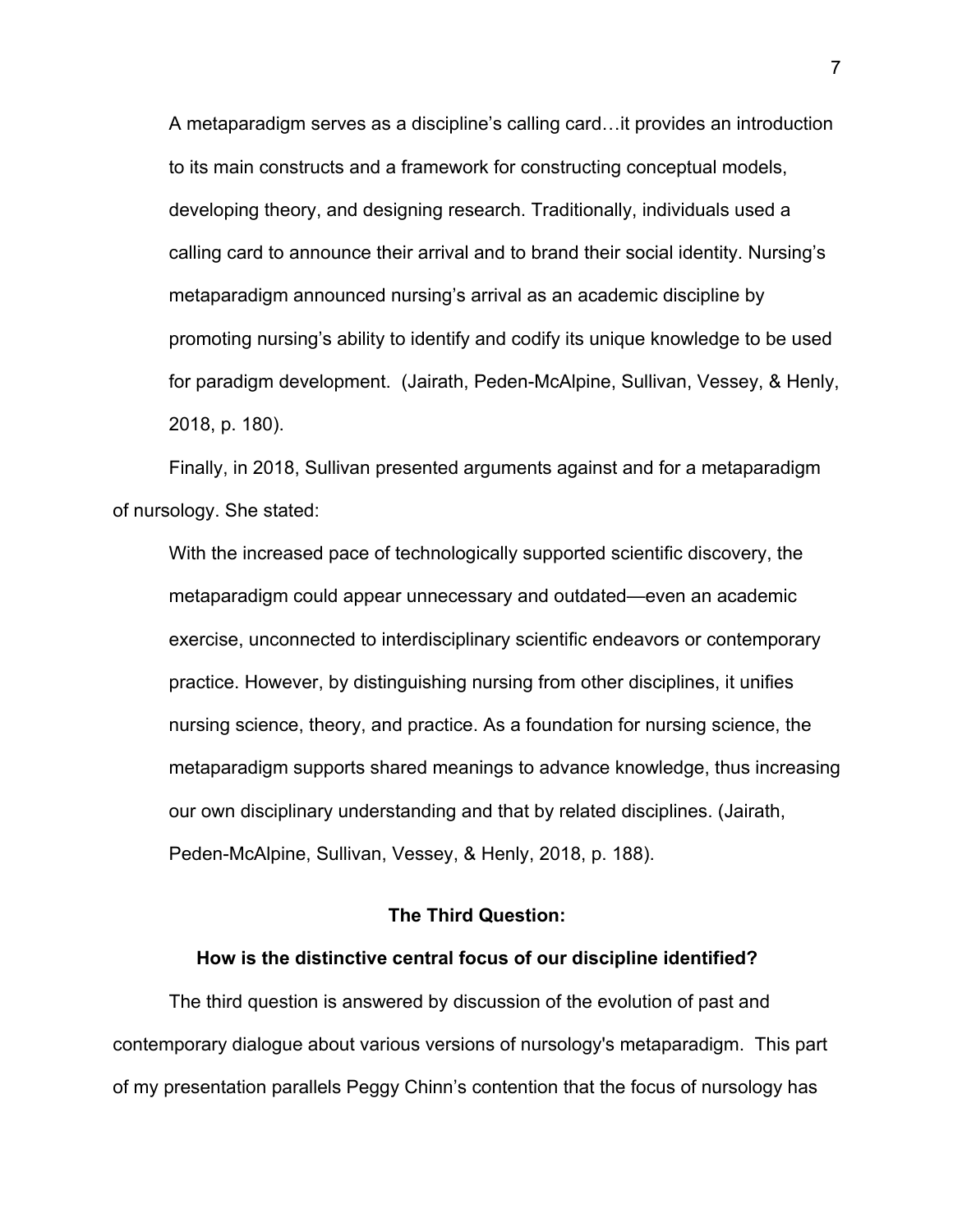> A metaparadigm serves as a discipline's calling card…it provides an introduction to its main constructs and a framework for constructing conceptual models, developing theory, and designing research. Traditionally, individuals used a calling card to announce their arrival and to brand their social identity. Nursing's metaparadigm announced nursing's arrival as an academic discipline by promoting nursing's ability to identify and codify its unique knowledge to be used for paradigm development. (Jairath, Peden-McAlpine, Sullivan, Vessey, & Henly, 2018, p. 180).

Finally, in 2018, Sullivan presented arguments against and for a metaparadigm of nursology. She stated:

> With the increased pace of technologically supported scientific discovery, the metaparadigm could appear unnecessary and outdated—even an academic exercise, unconnected to interdisciplinary scientific endeavors or contemporary practice. However, by distinguishing nursing from other disciplines, it unifies nursing science, theory, and practice. As a foundation for nursing science, the metaparadigm supports shared meanings to advance knowledge, thus increasing our own disciplinary understanding and that by related disciplines. (Jairath, Peden-McAlpine, Sullivan, Vessey, & Henly, 2018, p. 188).

## The Third Question:

## How is the distinctive central focus of our discipline identified?

The third question is answered by discussion of the evolution of past and contemporary dialogue about various versions of nursology's metaparadigm. This part of my presentation parallels Peggy Chinn's contention that the focus of nursology has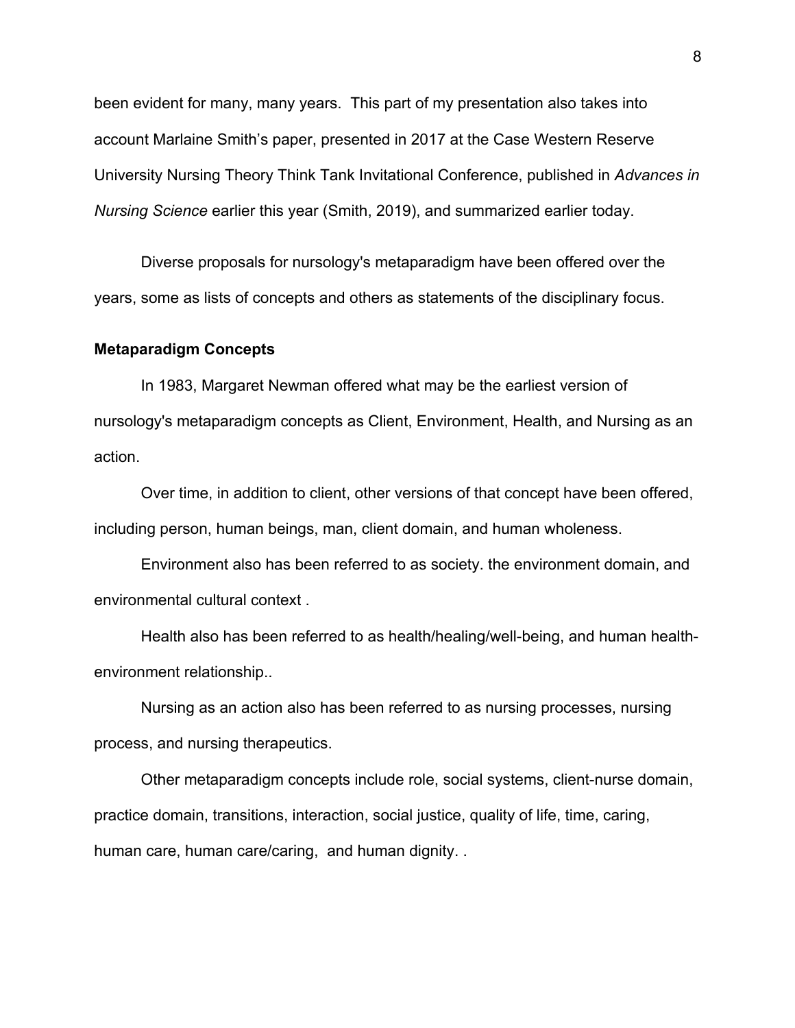been evident for many, many years. This part of my presentation also takes into account Marlaine Smith's paper, presented in 2017 at the Case Western Reserve University Nursing Theory Think Tank Invitational Conference, published in *Advances in Nursing Science* earlier this year (Smith, 2019), and summarized earlier today.

Diverse proposals for nursology's metaparadigm have been offered over the years, some as lists of concepts and others as statements of the disciplinary focus.

### Metaparadigm Concepts

In 1983, Margaret Newman offered what may be the earliest version of nursology's metaparadigm concepts as Client, Environment, Health, and Nursing as an action.

Over time, in addition to client, other versions of that concept have been offered, including person, human beings, man, client domain, and human wholeness.

Environment also has been referred to as society. the environment domain, and environmental cultural context .

Health also has been referred to as health/healing/well-being, and human health-environment relationship..

Nursing as an action also has been referred to as nursing processes, nursing process, and nursing therapeutics.

Other metaparadigm concepts include role, social systems, client-nurse domain, practice domain, transitions, interaction, social justice, quality of life, time, caring, human care, human care/caring, and human dignity. .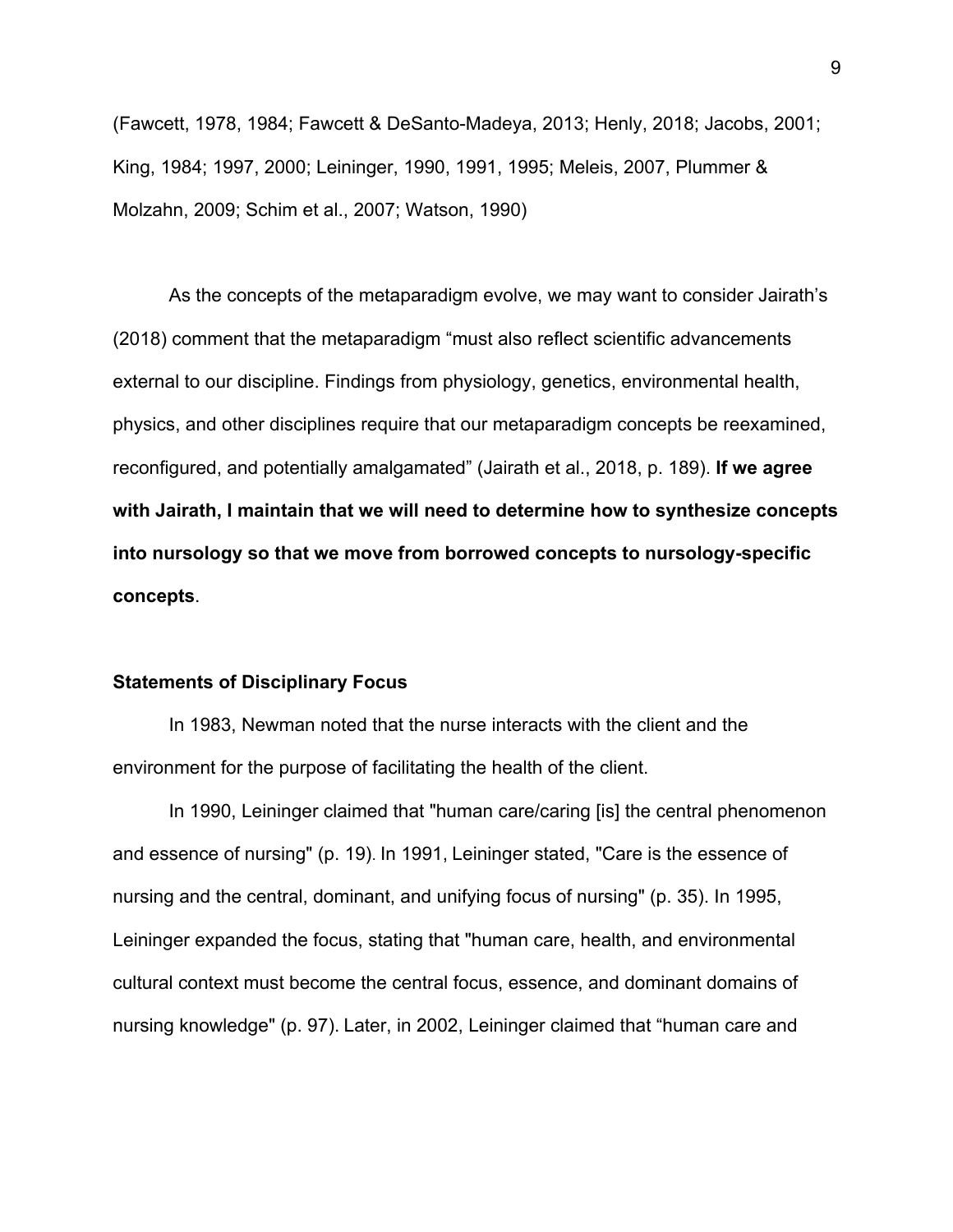(Fawcett, 1978, 1984; Fawcett & DeSanto-Madeya, 2013; Henly, 2018; Jacobs, 2001; King, 1984; 1997, 2000; Leininger, 1990, 1991, 1995; Meleis, 2007, Plummer & Molzahn, 2009; Schim et al., 2007; Watson, 1990)

As the concepts of the metaparadigm evolve, we may want to consider Jairath's (2018) comment that the metaparadigm "must also reflect scientific advancements external to our discipline. Findings from physiology, genetics, environmental health, physics, and other disciplines require that our metaparadigm concepts be reexamined, reconfigured, and potentially amalgamated" (Jairath et al., 2018, p. 189). **If we agree with Jairath, I maintain that we will need to determine how to synthesize concepts into nursology so that we move from borrowed concepts to nursology-specific concepts**.

**Statements of Disciplinary Focus**

In 1983, Newman noted that the nurse interacts with the client and the environment for the purpose of facilitating the health of the client.

In 1990, Leininger claimed that "human care/caring [is] the central phenomenon and essence of nursing" (p. 19). In 1991, Leininger stated, "Care is the essence of nursing and the central, dominant, and unifying focus of nursing" (p. 35). In 1995, Leininger expanded the focus, stating that "human care, health, and environmental cultural context must become the central focus, essence, and dominant domains of nursing knowledge" (p. 97). Later, in 2002, Leininger claimed that "human care and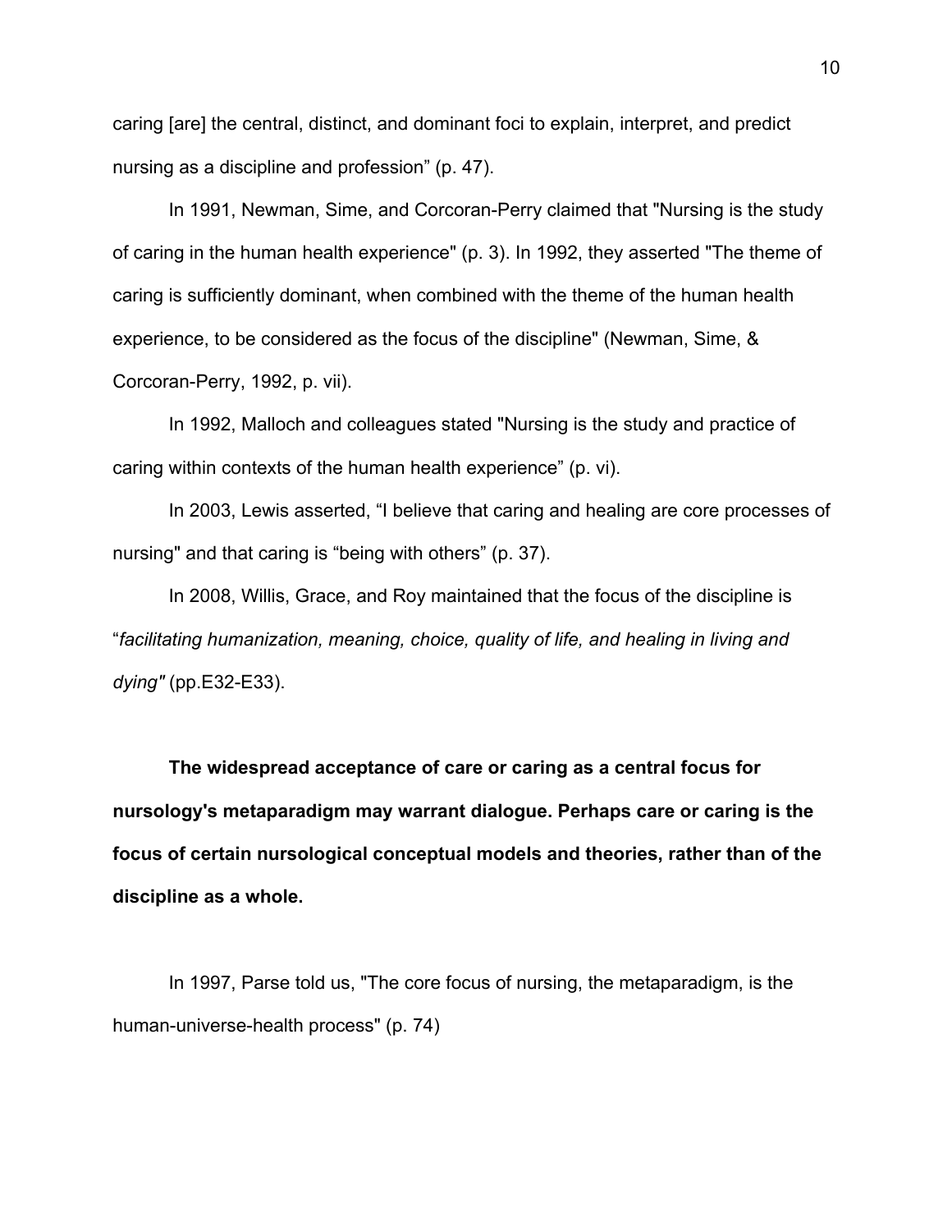caring [are] the central, distinct, and dominant foci to explain, interpret, and predict nursing as a discipline and profession" (p. 47).

In 1991, Newman, Sime, and Corcoran-Perry claimed that "Nursing is the study of caring in the human health experience" (p. 3). In 1992, they asserted "The theme of caring is sufficiently dominant, when combined with the theme of the human health experience, to be considered as the focus of the discipline" (Newman, Sime, & Corcoran-Perry, 1992, p. vii).

In 1992, Malloch and colleagues stated "Nursing is the study and practice of caring within contexts of the human health experience" (p. vi).

In 2003, Lewis asserted, "I believe that caring and healing are core processes of nursing" and that caring is "being with others" (p. 37).

In 2008, Willis, Grace, and Roy maintained that the focus of the discipline is "*facilitating humanization, meaning, choice, quality of life, and healing in living and dying"* (pp.E32-E33).

**The widespread acceptance of care or caring as a central focus for nursology's metaparadigm may warrant dialogue. Perhaps care or caring is the focus of certain nursological conceptual models and theories, rather than of the discipline as a whole.**

In 1997, Parse told us, "The core focus of nursing, the metaparadigm, is the human-universe-health process" (p. 74)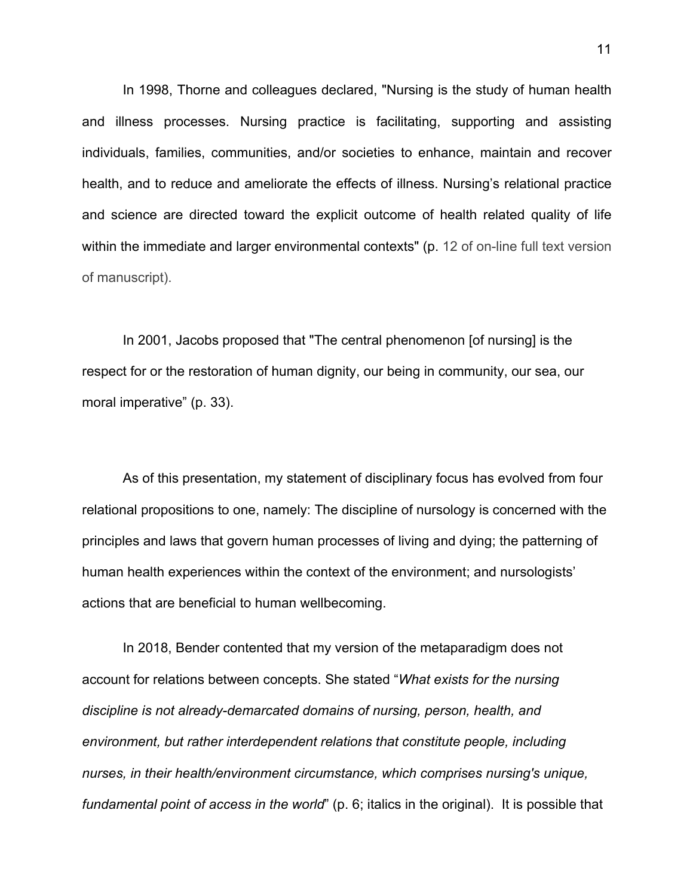In 1998, Thorne and colleagues declared, "Nursing is the study of human health and illness processes. Nursing practice is facilitating, supporting and assisting individuals, families, communities, and/or societies to enhance, maintain and recover health, and to reduce and ameliorate the effects of illness. Nursing's relational practice and science are directed toward the explicit outcome of health related quality of life within the immediate and larger environmental contexts" (p. 12 of on-line full text version of manuscript).

In 2001, Jacobs proposed that "The central phenomenon [of nursing] is the respect for or the restoration of human dignity, our being in community, our sea, our moral imperative" (p. 33).

As of this presentation, my statement of disciplinary focus has evolved from four relational propositions to one, namely: The discipline of nursology is concerned with the principles and laws that govern human processes of living and dying; the patterning of human health experiences within the context of the environment; and nursologists' actions that are beneficial to human wellbecoming.

In 2018, Bender contented that my version of the metaparadigm does not account for relations between concepts. She stated "*What exists for the nursing discipline is not already-demarcated domains of nursing, person, health, and environment, but rather interdependent relations that constitute people, including nurses, in their health/environment circumstance, which comprises nursing's unique, fundamental point of access in the world*" (p. 6; italics in the original). It is possible that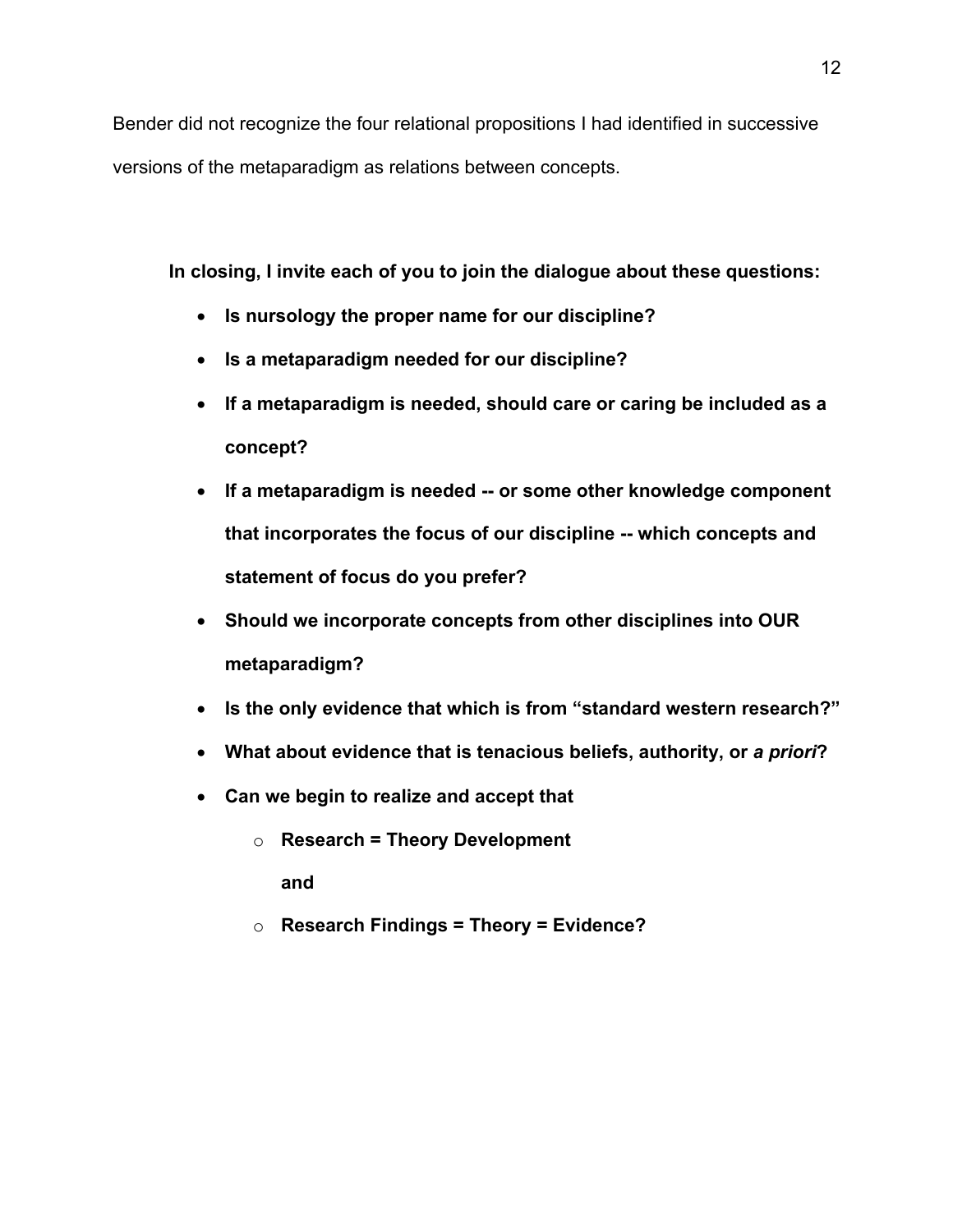Bender did not recognize the four relational propositions I had identified in successive versions of the metaparadigm as relations between concepts.

**In closing, I invite each of you to join the dialogue about these questions:**

- **Is nursology the proper name for our discipline?**
- **Is a metaparadigm needed for our discipline?**
- **If a metaparadigm is needed, should care or caring be included as a concept?**
- **If a metaparadigm is needed -- or some other knowledge component that incorporates the focus of our discipline -- which concepts and statement of focus do you prefer?**
- **Should we incorporate concepts from other disciplines into OUR metaparadigm?**
- **Is the only evidence that which is from "standard western research?"**
- **What about evidence that is tenacious beliefs, authority, or *a priori*?**
- **Can we begin to realize and accept that**
    - **Research = Theory Development**

      **and**
    - **Research Findings = Theory = Evidence?**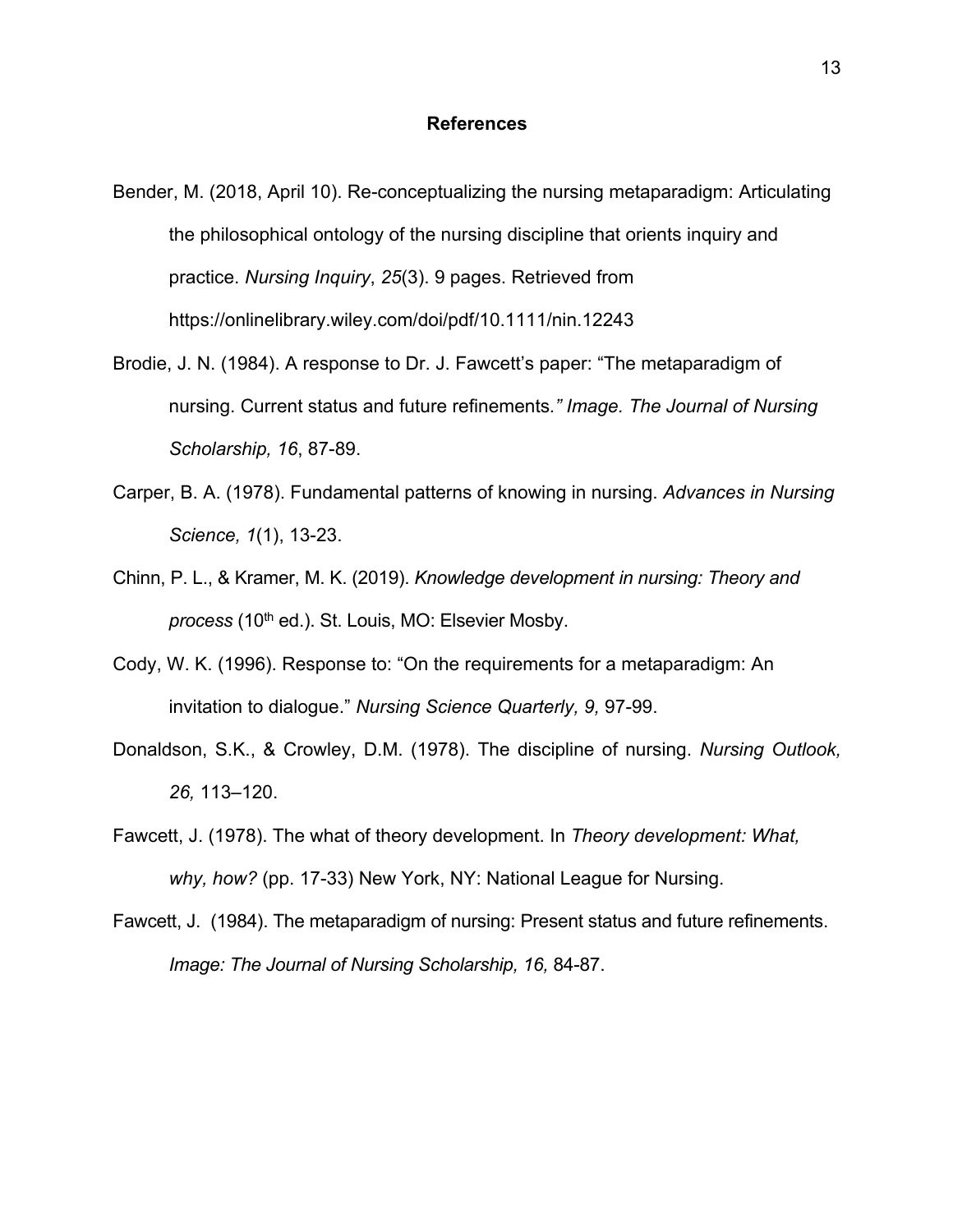# References

Bender, M. (2018, April 10). Re-conceptualizing the nursing metaparadigm: Articulating the philosophical ontology of the nursing discipline that orients inquiry and practice. *Nursing Inquiry*, *25*(3). 9 pages. Retrieved from https://onlinelibrary.wiley.com/doi/pdf/10.1111/nin.12243

Brodie, J. N. (1984). A response to Dr. J. Fawcett's paper: "The metaparadigm of nursing. Current status and future refinements*." Image. The Journal of Nursing Scholarship, 16*, 87-89.

Carper, B. A. (1978). Fundamental patterns of knowing in nursing. *Advances in Nursing Science, 1*(1), 13-23.

Chinn, P. L., & Kramer, M. K. (2019). *Knowledge development in nursing: Theory and process* (10th ed.). St. Louis, MO: Elsevier Mosby.

Cody, W. K. (1996). Response to: "On the requirements for a metaparadigm: An invitation to dialogue." *Nursing Science Quarterly, 9,* 97-99.

Donaldson, S.K., & Crowley, D.M. (1978). The discipline of nursing. *Nursing Outlook, 26,* 113–120.

Fawcett, J. (1978). The what of theory development. In *Theory development: What, why, how?* (pp. 17-33) New York, NY: National League for Nursing.

Fawcett, J. (1984). The metaparadigm of nursing: Present status and future refinements. *Image: The Journal of Nursing Scholarship, 16,* 84-87.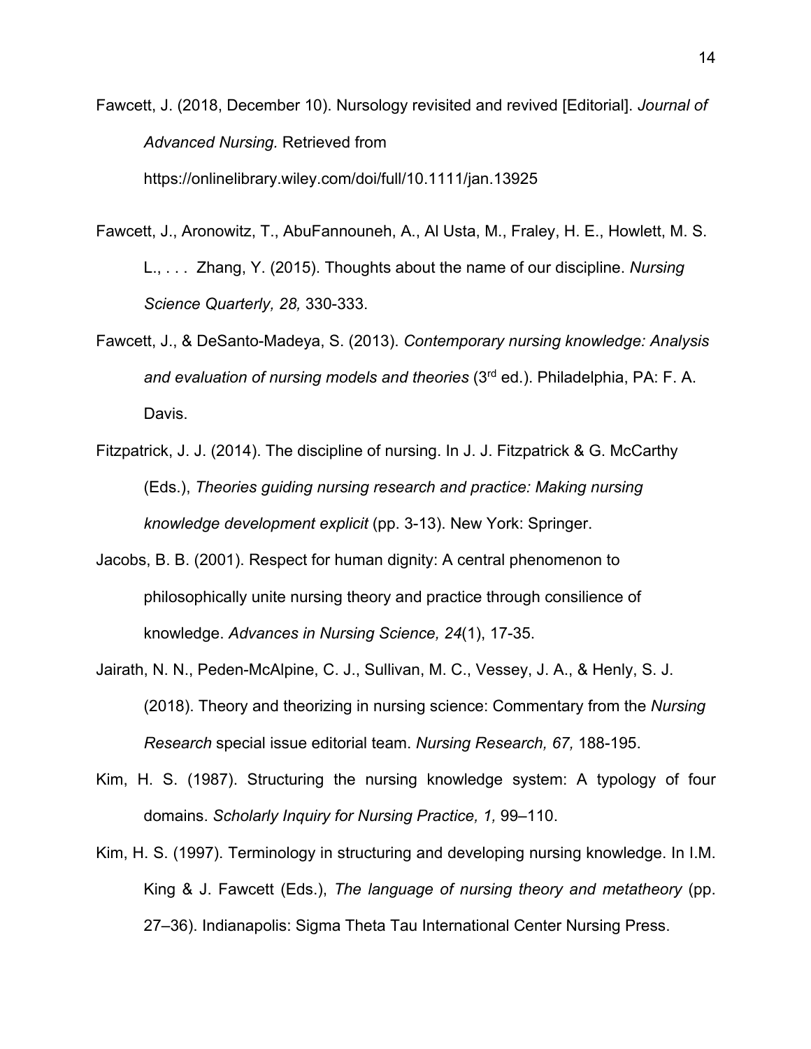Fawcett, J. (2018, December 10). Nursology revisited and revived [Editorial]. *Journal of Advanced Nursing.* Retrieved from https://onlinelibrary.wiley.com/doi/full/10.1111/jan.13925

Fawcett, J., Aronowitz, T., AbuFannouneh, A., Al Usta, M., Fraley, H. E., Howlett, M. S. L., . . . Zhang, Y. (2015). Thoughts about the name of our discipline. *Nursing Science Quarterly, 28,* 330-333.

Fawcett, J., & DeSanto-Madeya, S. (2013). *Contemporary nursing knowledge: Analysis and evaluation of nursing models and theories* (3rd ed.). Philadelphia, PA: F. A. Davis.

Fitzpatrick, J. J. (2014). The discipline of nursing. In J. J. Fitzpatrick & G. McCarthy (Eds.), *Theories guiding nursing research and practice: Making nursing knowledge development explicit* (pp. 3-13). New York: Springer.

Jacobs, B. B. (2001). Respect for human dignity: A central phenomenon to philosophically unite nursing theory and practice through consilience of knowledge. *Advances in Nursing Science, 24*(1), 17-35.

Jairath, N. N., Peden-McAlpine, C. J., Sullivan, M. C., Vessey, J. A., & Henly, S. J. (2018). Theory and theorizing in nursing science: Commentary from the *Nursing Research* special issue editorial team. *Nursing Research, 67,* 188-195.

Kim, H. S. (1987). Structuring the nursing knowledge system: A typology of four domains. *Scholarly Inquiry for Nursing Practice, 1,* 99–110.

Kim, H. S. (1997). Terminology in structuring and developing nursing knowledge. In I.M. King & J. Fawcett (Eds.), *The language of nursing theory and metatheory* (pp. 27–36). Indianapolis: Sigma Theta Tau International Center Nursing Press.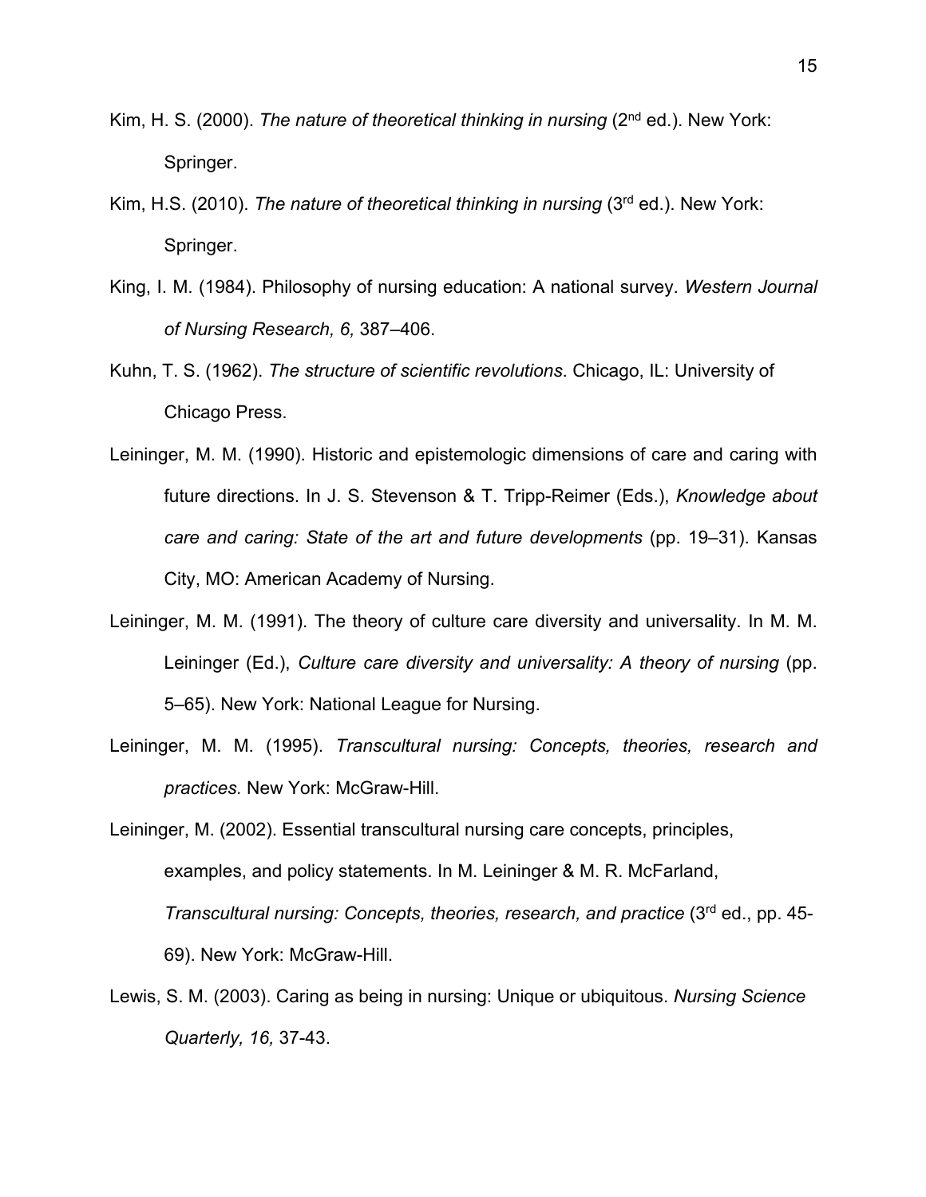Kim, H. S. (2000). *The nature of theoretical thinking in nursing* (2nd ed.). New York: Springer.

Kim, H.S. (2010). *The nature of theoretical thinking in nursing* (3rd ed.). New York: Springer.

King, I. M. (1984). Philosophy of nursing education: A national survey. *Western Journal of Nursing Research, 6,* 387–406.

Kuhn, T. S. (1962). *The structure of scientific revolutions*. Chicago, IL: University of Chicago Press.

Leininger, M. M. (1990). Historic and epistemologic dimensions of care and caring with future directions. In J. S. Stevenson & T. Tripp-Reimer (Eds.), *Knowledge about care and caring: State of the art and future developments* (pp. 19–31). Kansas City, MO: American Academy of Nursing.

Leininger, M. M. (1991). The theory of culture care diversity and universality. In M. M. Leininger (Ed.), *Culture care diversity and universality: A theory of nursing* (pp. 5–65). New York: National League for Nursing.

Leininger, M. M. (1995). *Transcultural nursing: Concepts, theories, research and practices.* New York: McGraw-Hill.

Leininger, M. (2002). Essential transcultural nursing care concepts, principles, examples, and policy statements. In M. Leininger & M. R. McFarland, *Transcultural nursing: Concepts, theories, research, and practice* (3rd ed., pp. 45-69). New York: McGraw-Hill.

Lewis, S. M. (2003). Caring as being in nursing: Unique or ubiquitous. *Nursing Science Quarterly, 16,* 37-43.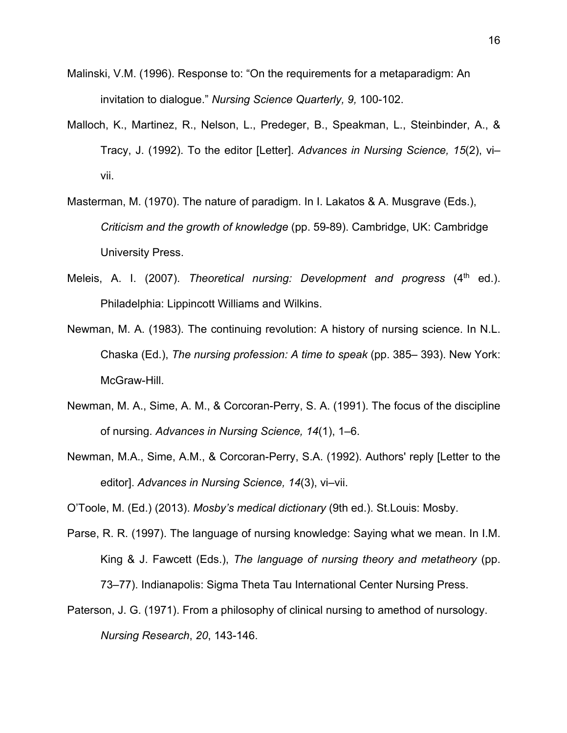Malinski, V.M. (1996). Response to: "On the requirements for a metaparadigm: An invitation to dialogue." *Nursing Science Quarterly, 9,* 100-102.

Malloch, K., Martinez, R., Nelson, L., Predeger, B., Speakman, L., Steinbinder, A., & Tracy, J. (1992). To the editor [Letter]. *Advances in Nursing Science, 15*(2), vi–vii.

Masterman, M. (1970). The nature of paradigm. In I. Lakatos & A. Musgrave (Eds.), *Criticism and the growth of knowledge* (pp. 59-89). Cambridge, UK: Cambridge University Press.

Meleis, A. I. (2007). *Theoretical nursing: Development and progress* (4th ed.). Philadelphia: Lippincott Williams and Wilkins.

Newman, M. A. (1983). The continuing revolution: A history of nursing science. In N.L. Chaska (Ed.), *The nursing profession: A time to speak* (pp. 385– 393). New York: McGraw-Hill.

Newman, M. A., Sime, A. M., & Corcoran-Perry, S. A. (1991). The focus of the discipline of nursing. *Advances in Nursing Science, 14*(1), 1–6.

Newman, M.A., Sime, A.M., & Corcoran-Perry, S.A. (1992). Authors' reply [Letter to the editor]. *Advances in Nursing Science, 14*(3), vi–vii.

O'Toole, M. (Ed.) (2013). *Mosby's medical dictionary* (9th ed.). St.Louis: Mosby.

Parse, R. R. (1997). The language of nursing knowledge: Saying what we mean. In I.M. King & J. Fawcett (Eds.), *The language of nursing theory and metatheory* (pp. 73–77). Indianapolis: Sigma Theta Tau International Center Nursing Press.

Paterson, J. G. (1971). From a philosophy of clinical nursing to amethod of nursology. *Nursing Research*, *20*, 143-146.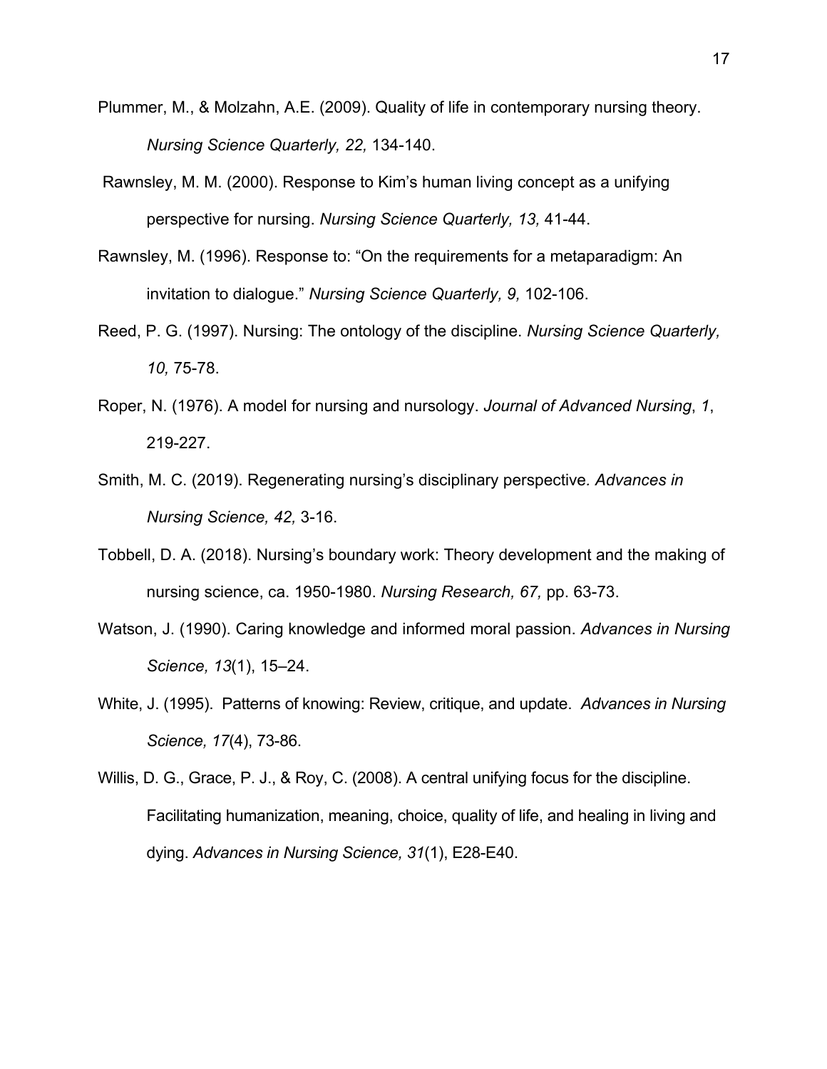Plummer, M., & Molzahn, A.E. (2009). Quality of life in contemporary nursing theory. *Nursing Science Quarterly, 22,* 134-140.

Rawnsley, M. M. (2000). Response to Kim's human living concept as a unifying perspective for nursing. *Nursing Science Quarterly, 13,* 41-44.

Rawnsley, M. (1996). Response to: "On the requirements for a metaparadigm: An invitation to dialogue." *Nursing Science Quarterly, 9,* 102-106.

Reed, P. G. (1997). Nursing: The ontology of the discipline. *Nursing Science Quarterly, 10,* 75-78.

Roper, N. (1976). A model for nursing and nursology. *Journal of Advanced Nursing*, *1*, 219-227.

Smith, M. C. (2019). Regenerating nursing's disciplinary perspective*. Advances in Nursing Science, 42,* 3-16.

Tobbell, D. A. (2018). Nursing's boundary work: Theory development and the making of nursing science, ca. 1950-1980. *Nursing Research, 67,* pp. 63-73.

Watson, J. (1990). Caring knowledge and informed moral passion. *Advances in Nursing Science, 13*(1), 15–24.

White, J. (1995). Patterns of knowing: Review, critique, and update. *Advances in Nursing Science, 17*(4), 73-86.

Willis, D. G., Grace, P. J., & Roy, C. (2008). A central unifying focus for the discipline. Facilitating humanization, meaning, choice, quality of life, and healing in living and dying. *Advances in Nursing Science, 31*(1), E28-E40.